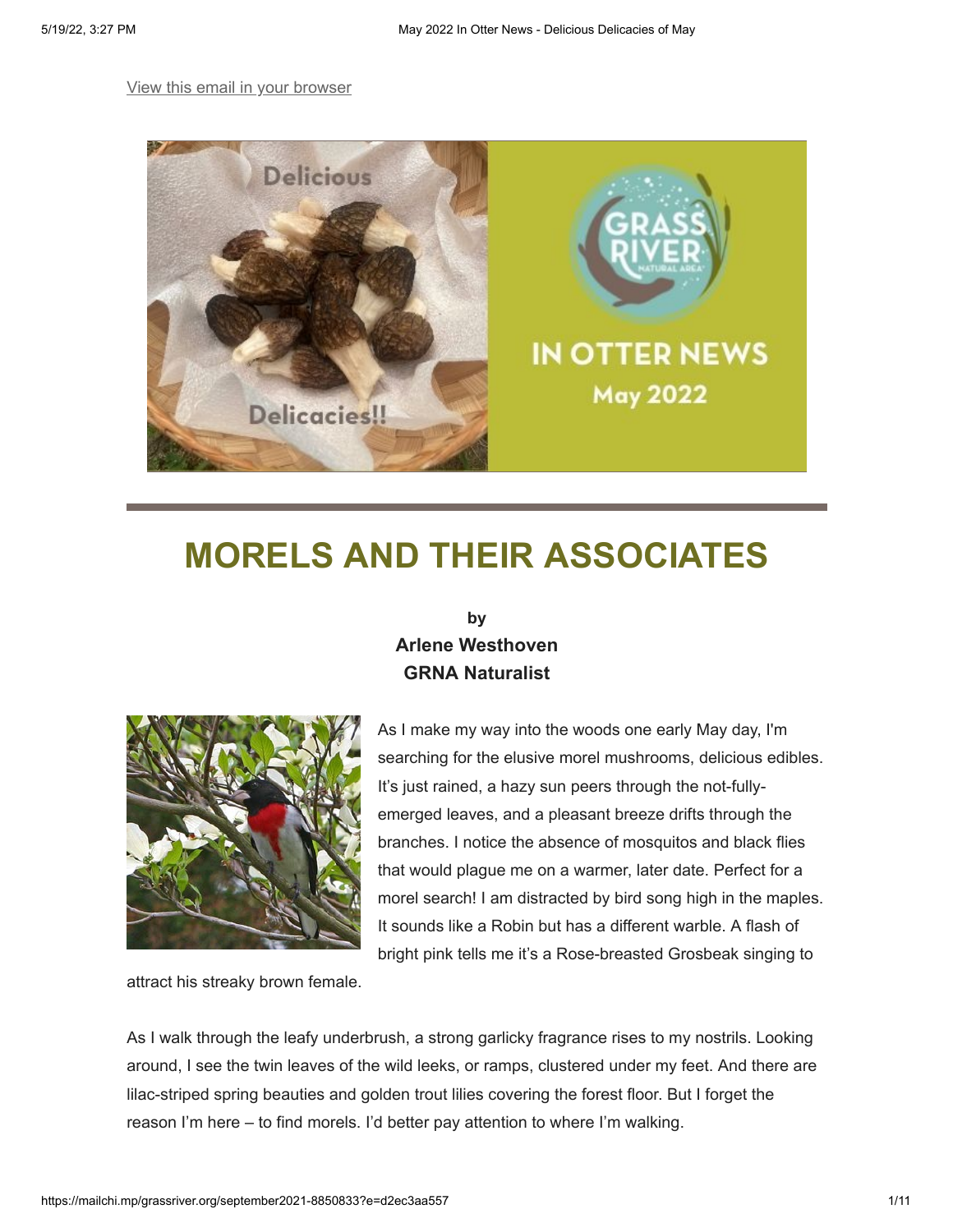View this email in your browser

# MORELS AND THEIR ASSOCIATES

**by**
**Arlene Westhoven**
**GRNA Naturalist**

As I make my way into the woods one early May day, I'm searching for the elusive morel mushrooms, delicious edibles. It's just rained, a hazy sun peers through the not-fully-emerged leaves, and a pleasant breeze drifts through the branches. I notice the absence of mosquitos and black flies that would plague me on a warmer, later date. Perfect for a morel search! I am distracted by bird song high in the maples. It sounds like a Robin but has a different warble. A flash of bright pink tells me it's a Rose-breasted Grosbeak singing to attract his streaky brown female.

As I walk through the leafy underbrush, a strong garlicky fragrance rises to my nostrils. Looking around, I see the twin leaves of the wild leeks, or ramps, clustered under my feet. And there are lilac-striped spring beauties and golden trout lilies covering the forest floor. But I forget the reason I'm here – to find morels. I'd better pay attention to where I'm walking.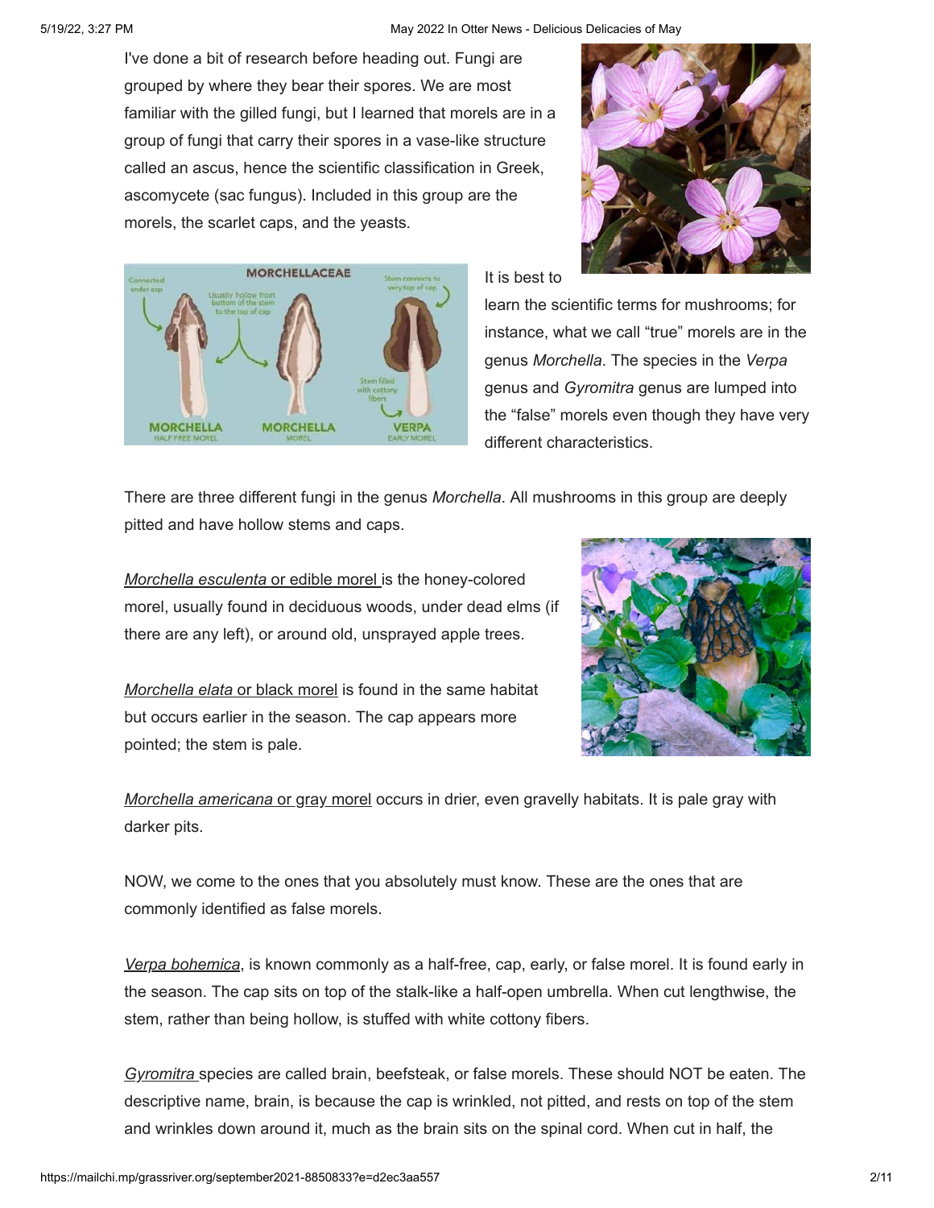I've done a bit of research before heading out. Fungi are grouped by where they bear their spores. We are most familiar with the gilled fungi, but I learned that morels are in a group of fungi that carry their spores in a vase-like structure called an ascus, hence the scientific classification in Greek, ascomycete (sac fungus). Included in this group are the morels, the scarlet caps, and the yeasts.

It is best to learn the scientific terms for mushrooms; for instance, what we call "true" morels are in the genus *Morchella*. The species in the *Verpa* genus and *Gyromitra* genus are lumped into the "false" morels even though they have very different characteristics.

There are three different fungi in the genus *Morchella*. All mushrooms in this group are deeply pitted and have hollow stems and caps.

*Morchella esculenta* or edible morel is the honey-colored morel, usually found in deciduous woods, under dead elms (if there are any left), or around old, unsprayed apple trees.

*Morchella elata* or black morel is found in the same habitat but occurs earlier in the season. The cap appears more pointed; the stem is pale.

*Morchella americana* or gray morel occurs in drier, even gravelly habitats. It is pale gray with darker pits.

NOW, we come to the ones that you absolutely must know. These are the ones that are commonly identified as false morels.

*Verpa bohemica*, is known commonly as a half-free, cap, early, or false morel. It is found early in the season. The cap sits on top of the stalk-like a half-open umbrella. When cut lengthwise, the stem, rather than being hollow, is stuffed with white cottony fibers.

*Gyromitra* species are called brain, beefsteak, or false morels. These should NOT be eaten. The descriptive name, brain, is because the cap is wrinkled, not pitted, and rests on top of the stem and wrinkles down around it, much as the brain sits on the spinal cord. When cut in half, the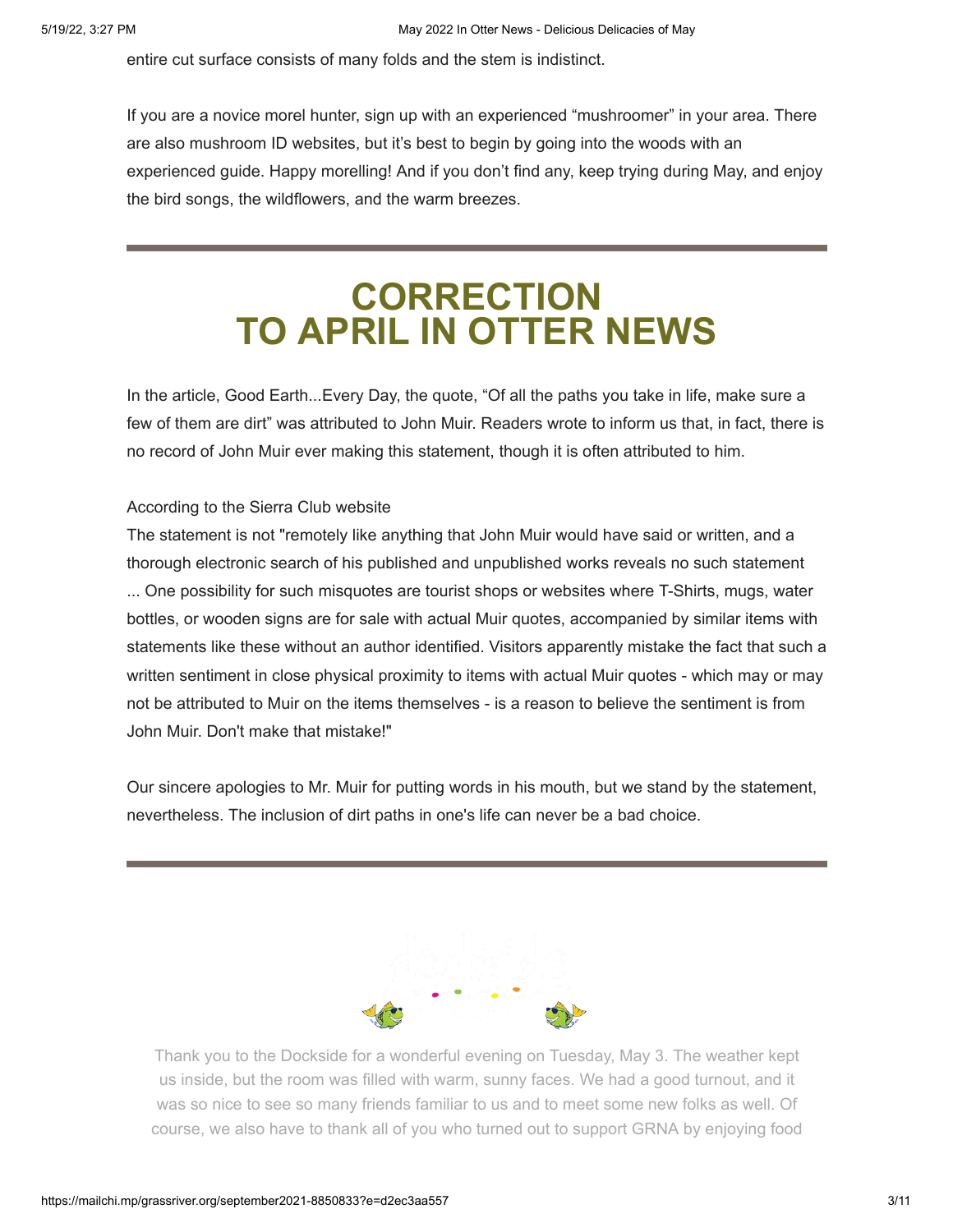entire cut surface consists of many folds and the stem is indistinct.

If you are a novice morel hunter, sign up with an experienced "mushroomer" in your area. There are also mushroom ID websites, but it's best to begin by going into the woods with an experienced guide. Happy morelling! And if you don't find any, keep trying during May, and enjoy the bird songs, the wildflowers, and the warm breezes.

---

# CORRECTION TO APRIL IN OTTER NEWS

In the article, Good Earth...Every Day, the quote, "Of all the paths you take in life, make sure a few of them are dirt" was attributed to John Muir. Readers wrote to inform us that, in fact, there is no record of John Muir ever making this statement, though it is often attributed to him.

According to the Sierra Club website
The statement is not "remotely like anything that John Muir would have said or written, and a thorough electronic search of his published and unpublished works reveals no such statement ... One possibility for such misquotes are tourist shops or websites where T-Shirts, mugs, water bottles, or wooden signs are for sale with actual Muir quotes, accompanied by similar items with statements like these without an author identified. Visitors apparently mistake the fact that such a written sentiment in close physical proximity to items with actual Muir quotes - which may or may not be attributed to Muir on the items themselves - is a reason to believe the sentiment is from John Muir. Don't make that mistake!"

Our sincere apologies to Mr. Muir for putting words in his mouth, but we stand by the statement, nevertheless. The inclusion of dirt paths in one's life can never be a bad choice.

---

Thank you to the Dockside for a wonderful evening on Tuesday, May 3. The weather kept us inside, but the room was filled with warm, sunny faces. We had a good turnout, and it was so nice to see so many friends familiar to us and to meet some new folks as well. Of course, we also have to thank all of you who turned out to support GRNA by enjoying food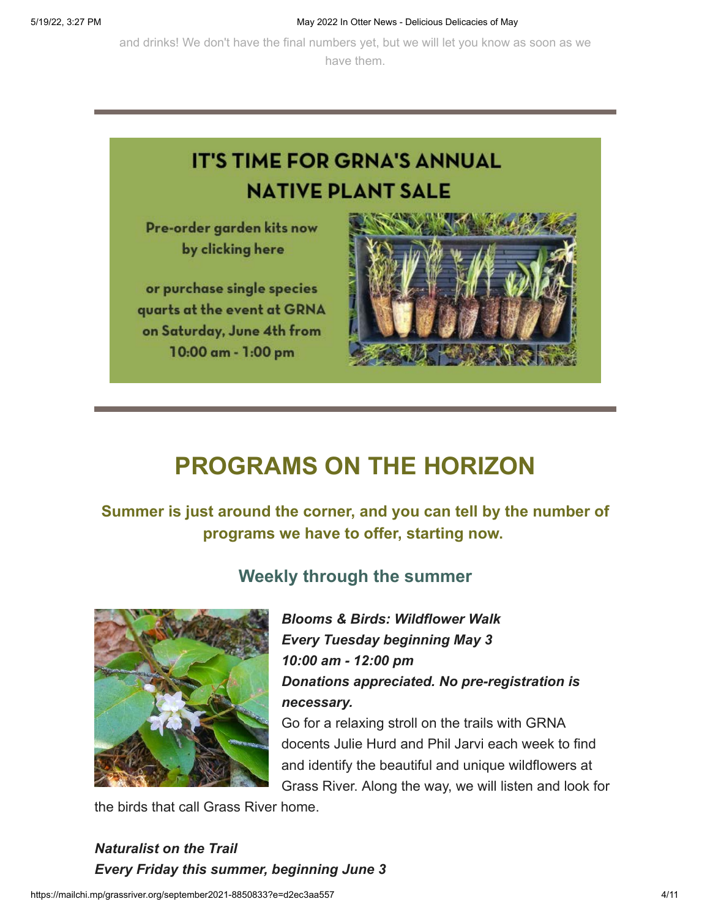and drinks! We don't have the final numbers yet, but we will let you know as soon as we have them.

---

IT'S TIME FOR GRNA'S ANNUAL NATIVE PLANT SALE

Pre-order garden kits now by clicking here

or purchase single species quarts at the event at GRNA on Saturday, June 4th from 10:00 am - 1:00 pm

---

# PROGRAMS ON THE HORIZON

### Summer is just around the corner, and you can tell by the number of programs we have to offer, starting now.

## Weekly through the summer

***Blooms & Birds: Wildflower Walk***
***Every Tuesday beginning May 3***
***10:00 am - 12:00 pm***
***Donations appreciated. No pre-registration is necessary.***

Go for a relaxing stroll on the trails with GRNA docents Julie Hurd and Phil Jarvi each week to find and identify the beautiful and unique wildflowers at Grass River. Along the way, we will listen and look for the birds that call Grass River home.

***Naturalist on the Trail***
***Every Friday this summer, beginning June 3***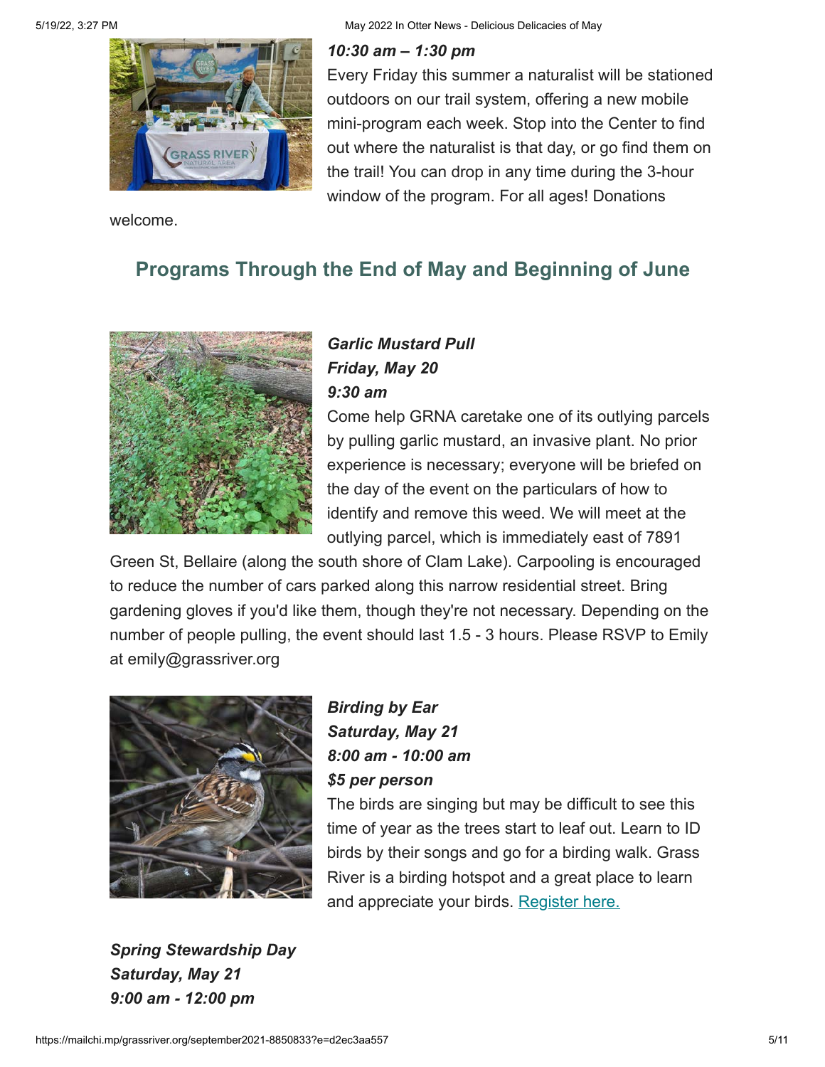***10:30 am – 1:30 pm***

Every Friday this summer a naturalist will be stationed outdoors on our trail system, offering a new mobile mini-program each week. Stop into the Center to find out where the naturalist is that day, or go find them on the trail! You can drop in any time during the 3-hour window of the program. For all ages! Donations welcome.

## Programs Through the End of May and Beginning of June

***Garlic Mustard Pull***
***Friday, May 20***
***9:30 am***

Come help GRNA caretake one of its outlying parcels by pulling garlic mustard, an invasive plant. No prior experience is necessary; everyone will be briefed on the day of the event on the particulars of how to identify and remove this weed. We will meet at the outlying parcel, which is immediately east of 7891 Green St, Bellaire (along the south shore of Clam Lake). Carpooling is encouraged to reduce the number of cars parked along this narrow residential street. Bring gardening gloves if you'd like them, though they're not necessary. Depending on the number of people pulling, the event should last 1.5 - 3 hours. Please RSVP to Emily at emily@grassriver.org

***Birding by Ear***
***Saturday, May 21***
***8:00 am - 10:00 am***
***$5 per person***

The birds are singing but may be difficult to see this time of year as the trees start to leaf out. Learn to ID birds by their songs and go for a birding walk. Grass River is a birding hotspot and a great place to learn and appreciate your birds. Register here.

***Spring Stewardship Day***
***Saturday, May 21***
***9:00 am - 12:00 pm***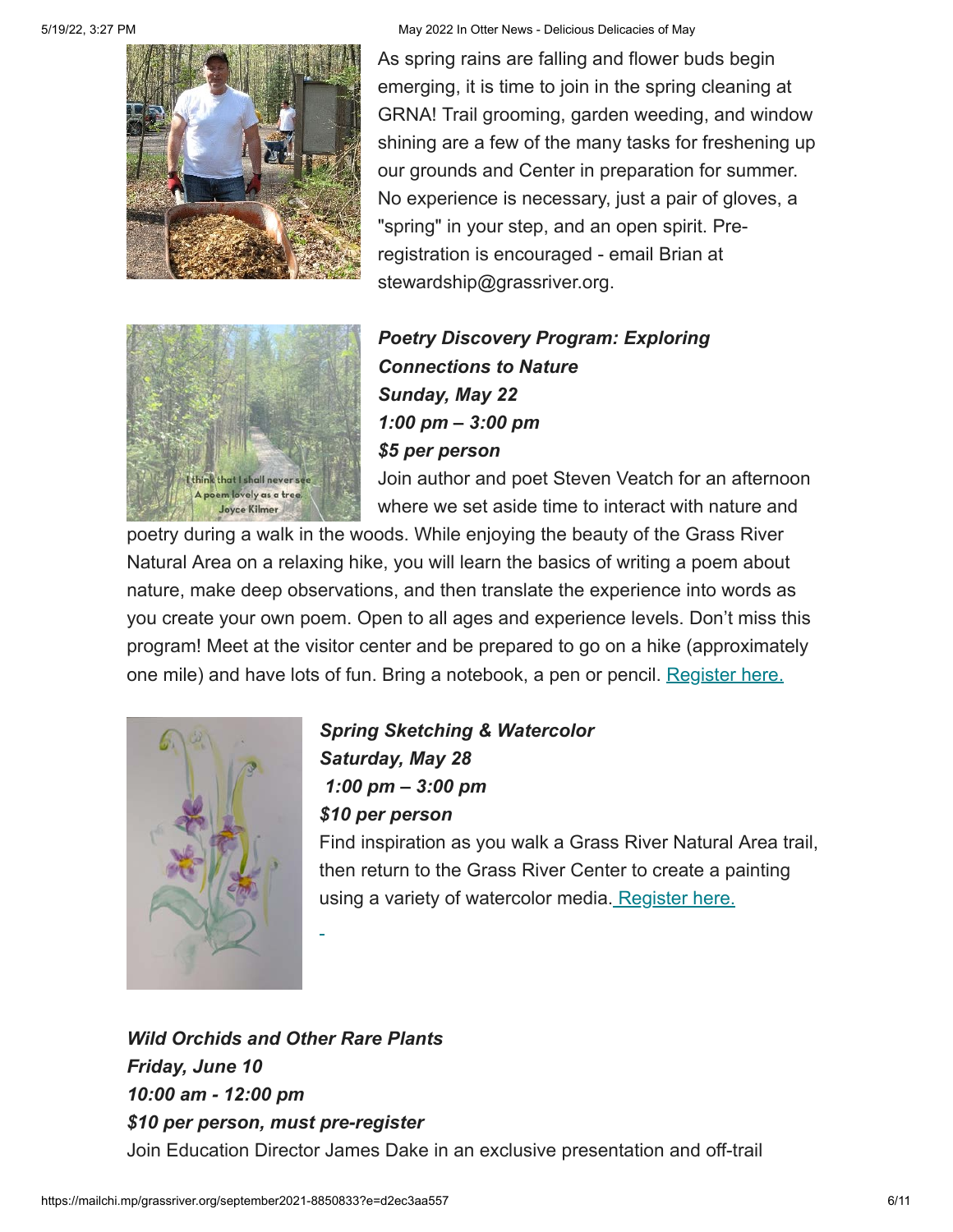As spring rains are falling and flower buds begin emerging, it is time to join in the spring cleaning at GRNA! Trail grooming, garden weeding, and window shining are a few of the many tasks for freshening up our grounds and Center in preparation for summer. No experience is necessary, just a pair of gloves, a "spring" in your step, and an open spirit. Pre-registration is encouraged - email Brian at stewardship@grassriver.org.

***Poetry Discovery Program: Exploring Connections to Nature***
***Sunday, May 22***
***1:00 pm – 3:00 pm***
***$5 per person***

Join author and poet Steven Veatch for an afternoon where we set aside time to interact with nature and poetry during a walk in the woods. While enjoying the beauty of the Grass River Natural Area on a relaxing hike, you will learn the basics of writing a poem about nature, make deep observations, and then translate the experience into words as you create your own poem. Open to all ages and experience levels. Don't miss this program! Meet at the visitor center and be prepared to go on a hike (approximately one mile) and have lots of fun. Bring a notebook, a pen or pencil. Register here.

***Spring Sketching & Watercolor***
***Saturday, May 28***
***1:00 pm – 3:00 pm***
***$10 per person***

Find inspiration as you walk a Grass River Natural Area trail, then return to the Grass River Center to create a painting using a variety of watercolor media. Register here.

***Wild Orchids and Other Rare Plants***
***Friday, June 10***
***10:00 am - 12:00 pm***
***$10 per person, must pre-register***

Join Education Director James Dake in an exclusive presentation and off-trail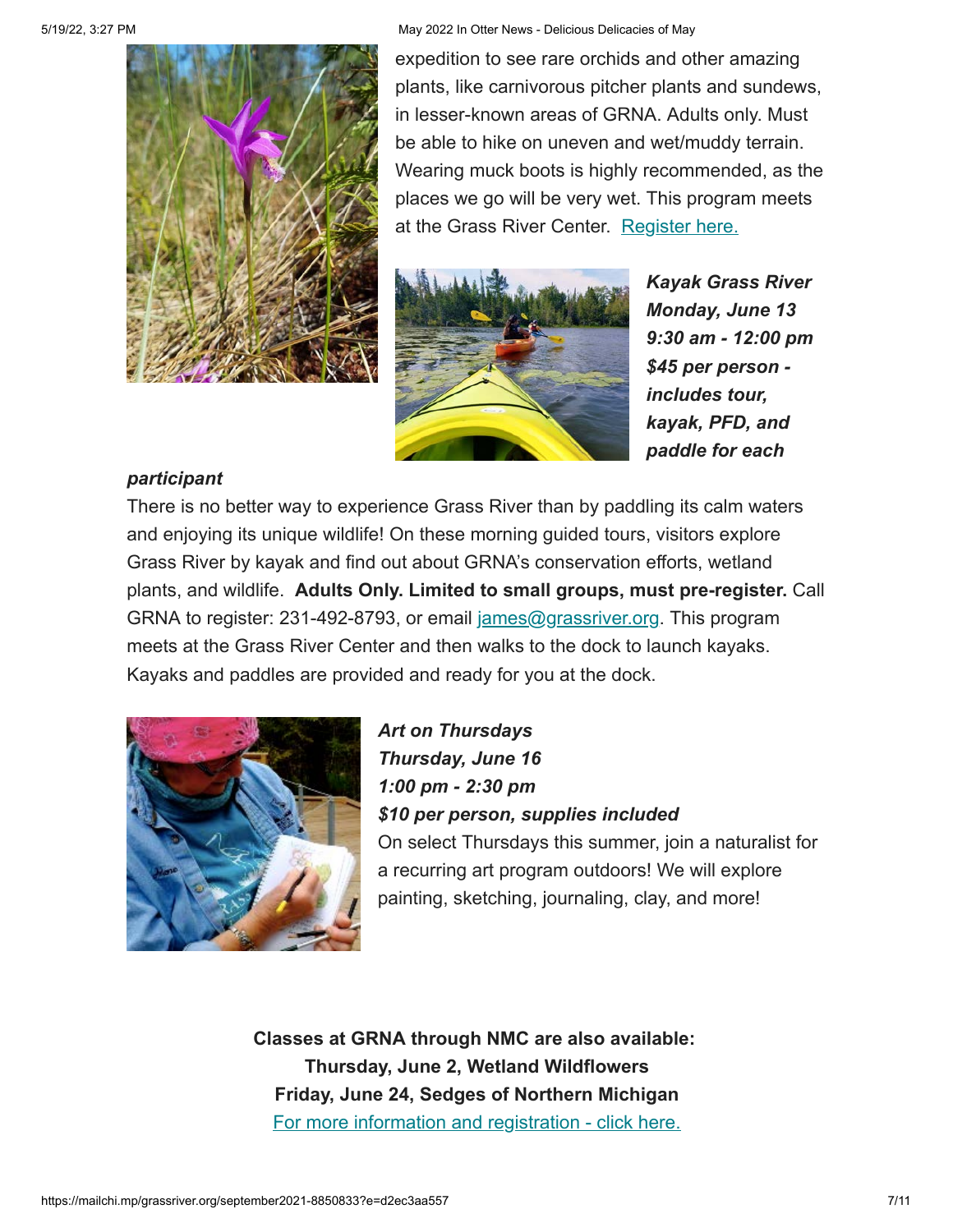expedition to see rare orchids and other amazing plants, like carnivorous pitcher plants and sundews, in lesser-known areas of GRNA. Adults only. Must be able to hike on uneven and wet/muddy terrain. Wearing muck boots is highly recommended, as the places we go will be very wet. This program meets at the Grass River Center. [Register here.]

***Kayak Grass River***
***Monday, June 13***
***9:30 am - 12:00 pm***
***$45 per person - includes tour, kayak, PFD, and paddle for each participant***

There is no better way to experience Grass River than by paddling its calm waters and enjoying its unique wildlife! On these morning guided tours, visitors explore Grass River by kayak and find out about GRNA's conservation efforts, wetland plants, and wildlife. **Adults Only. Limited to small groups, must pre-register.** Call GRNA to register: 231-492-8793, or email james@grassriver.org. This program meets at the Grass River Center and then walks to the dock to launch kayaks. Kayaks and paddles are provided and ready for you at the dock.

***Art on Thursdays***
***Thursday, June 16***
***1:00 pm - 2:30 pm***
***$10 per person, supplies included***

On select Thursdays this summer, join a naturalist for a recurring art program outdoors! We will explore painting, sketching, journaling, clay, and more!

**Classes at GRNA through NMC are also available:**
**Thursday, June 2, Wetland Wildflowers**
**Friday, June 24, Sedges of Northern Michigan**
For more information and registration - click here.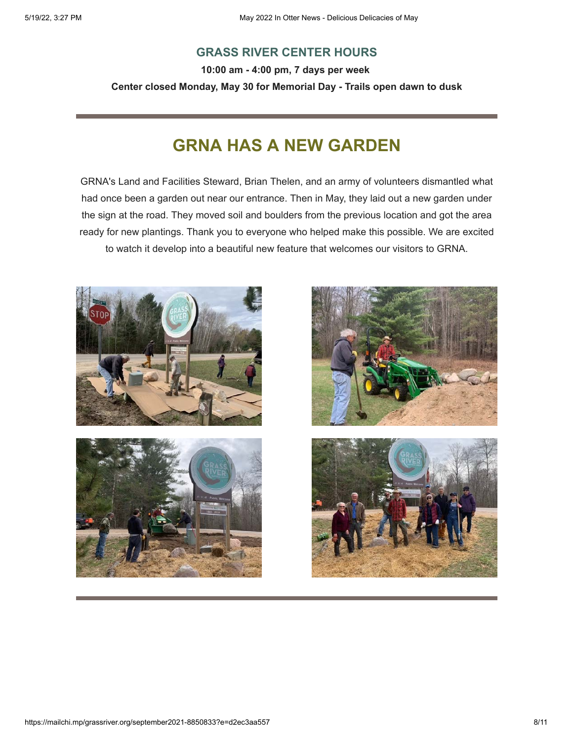## GRASS RIVER CENTER HOURS

**10:00 am - 4:00 pm, 7 days per week**

**Center closed Monday, May 30 for Memorial Day - Trails open dawn to dusk**

---

# GRNA HAS A NEW GARDEN

GRNA's Land and Facilities Steward, Brian Thelen, and an army of volunteers dismantled what had once been a garden out near our entrance. Then in May, they laid out a new garden under the sign at the road. They moved soil and boulders from the previous location and got the area ready for new plantings. Thank you to everyone who helped make this possible. We are excited to watch it develop into a beautiful new feature that welcomes our visitors to GRNA.

---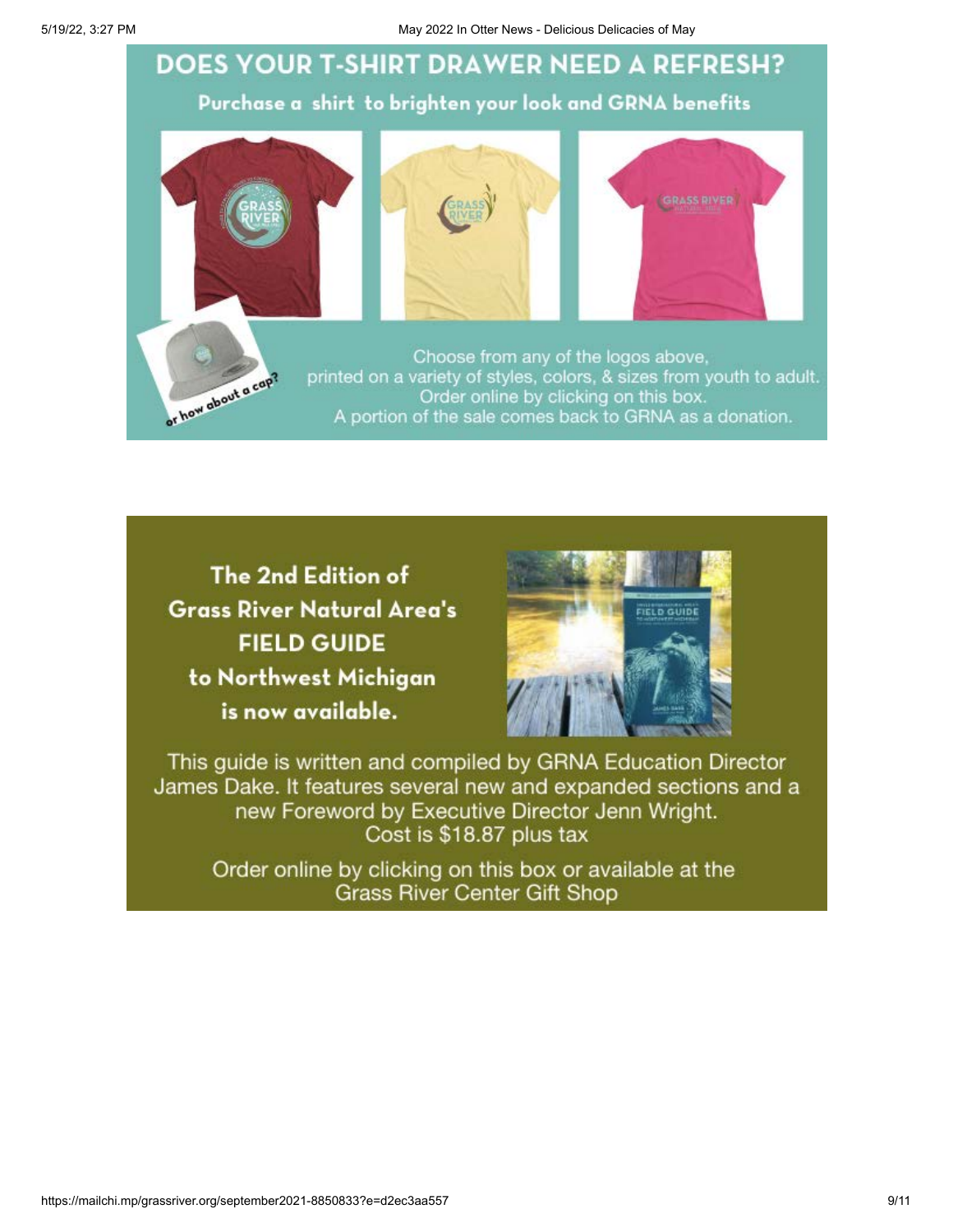## DOES YOUR T-SHIRT DRAWER NEED A REFRESH?

**Purchase a shirt to brighten your look and GRNA benefits**

or how about a cap?

Choose from any of the logos above,
printed on a variety of styles, colors, & sizes from youth to adult.
Order online by clicking on this box.
A portion of the sale comes back to GRNA as a donation.

## The 2nd Edition of Grass River Natural Area's FIELD GUIDE to Northwest Michigan is now available.

This guide is written and compiled by GRNA Education Director James Dake. It features several new and expanded sections and a new Foreword by Executive Director Jenn Wright.
Cost is $18.87 plus tax

Order online by clicking on this box or available at the Grass River Center Gift Shop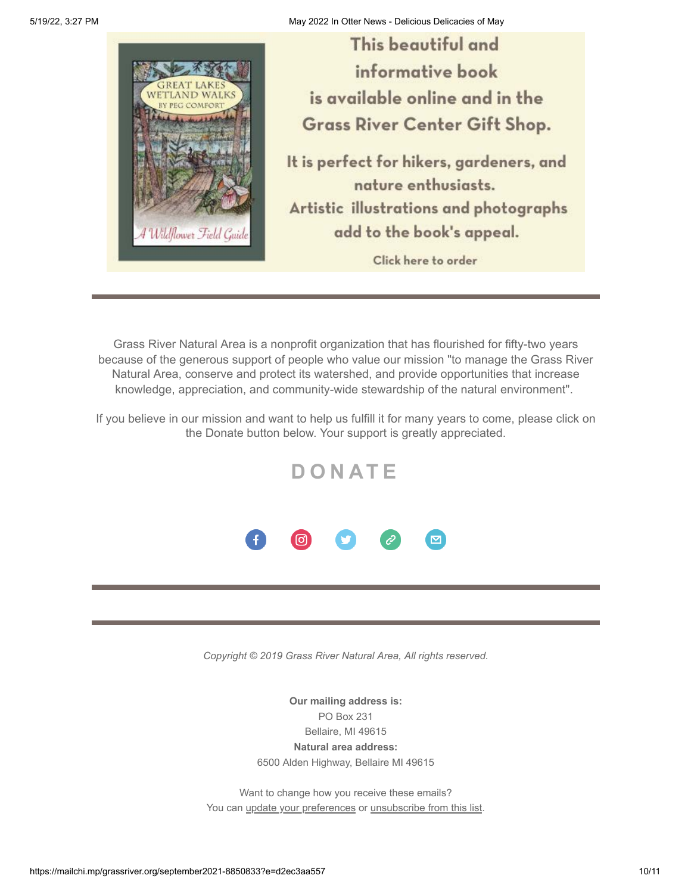GREAT LAKES WETLAND WALKS BY PEG COMFORT

A Wildflower Field Guide

This beautiful and informative book is available online and in the Grass River Center Gift Shop.

It is perfect for hikers, gardeners, and nature enthusiasts. Artistic illustrations and photographs add to the book's appeal.

Click here to order

---

Grass River Natural Area is a nonprofit organization that has flourished for fifty-two years because of the generous support of people who value our mission "to manage the Grass River Natural Area, conserve and protect its watershed, and provide opportunities that increase knowledge, appreciation, and community-wide stewardship of the natural environment".

If you believe in our mission and want to help us fulfill it for many years to come, please click on the Donate button below. Your support is greatly appreciated.

**DONATE**

---

---

*Copyright © 2019 Grass River Natural Area, All rights reserved.*

**Our mailing address is:**
PO Box 231
Bellaire, MI 49615
**Natural area address:**
6500 Alden Highway, Bellaire MI 49615

Want to change how you receive these emails?
You can update your preferences or unsubscribe from this list.